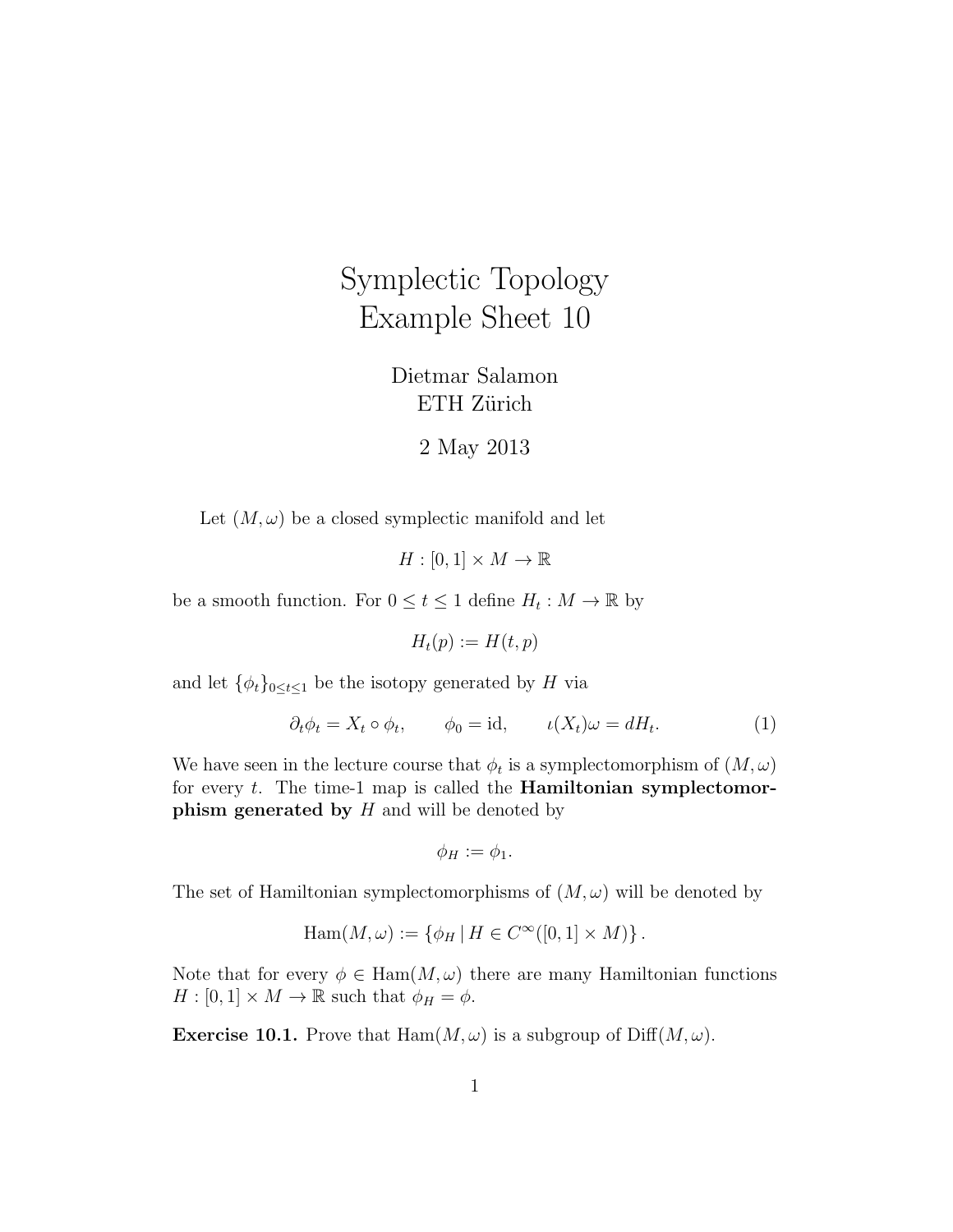# Symplectic Topology
# Example Sheet 10

Dietmar Salamon
ETH Zürich

2 May 2013

Let $(M, \omega)$ be a closed symplectic manifold and let

$$H : [0, 1] \times M \to \mathbb{R}$$

be a smooth function. For $0 \leq t \leq 1$ define $H_t : M \to \mathbb{R}$ by

$$H_t(p) := H(t, p)$$

and let $\{\phi_t\}_{0 \leq t \leq 1}$ be the isotopy generated by $H$ via

$$\partial_t \phi_t = X_t \circ \phi_t, \qquad \phi_0 = \mathrm{id}, \qquad \iota(X_t)\omega = dH_t. \tag{1}$$

We have seen in the lecture course that $\phi_t$ is a symplectomorphism of $(M, \omega)$ for every $t$. The time-1 map is called the **Hamiltonian symplectomorphism generated by** $H$ and will be denoted by

$$\phi_H := \phi_1.$$

The set of Hamiltonian symplectomorphisms of $(M, \omega)$ will be denoted by

$$\mathrm{Ham}(M, \omega) := \{\phi_H \,|\, H \in C^\infty([0, 1] \times M)\}.$$

Note that for every $\phi \in \mathrm{Ham}(M, \omega)$ there are many Hamiltonian functions $H : [0, 1] \times M \to \mathbb{R}$ such that $\phi_H = \phi$.

**Exercise 10.1.** Prove that $\mathrm{Ham}(M, \omega)$ is a subgroup of $\mathrm{Diff}(M, \omega)$.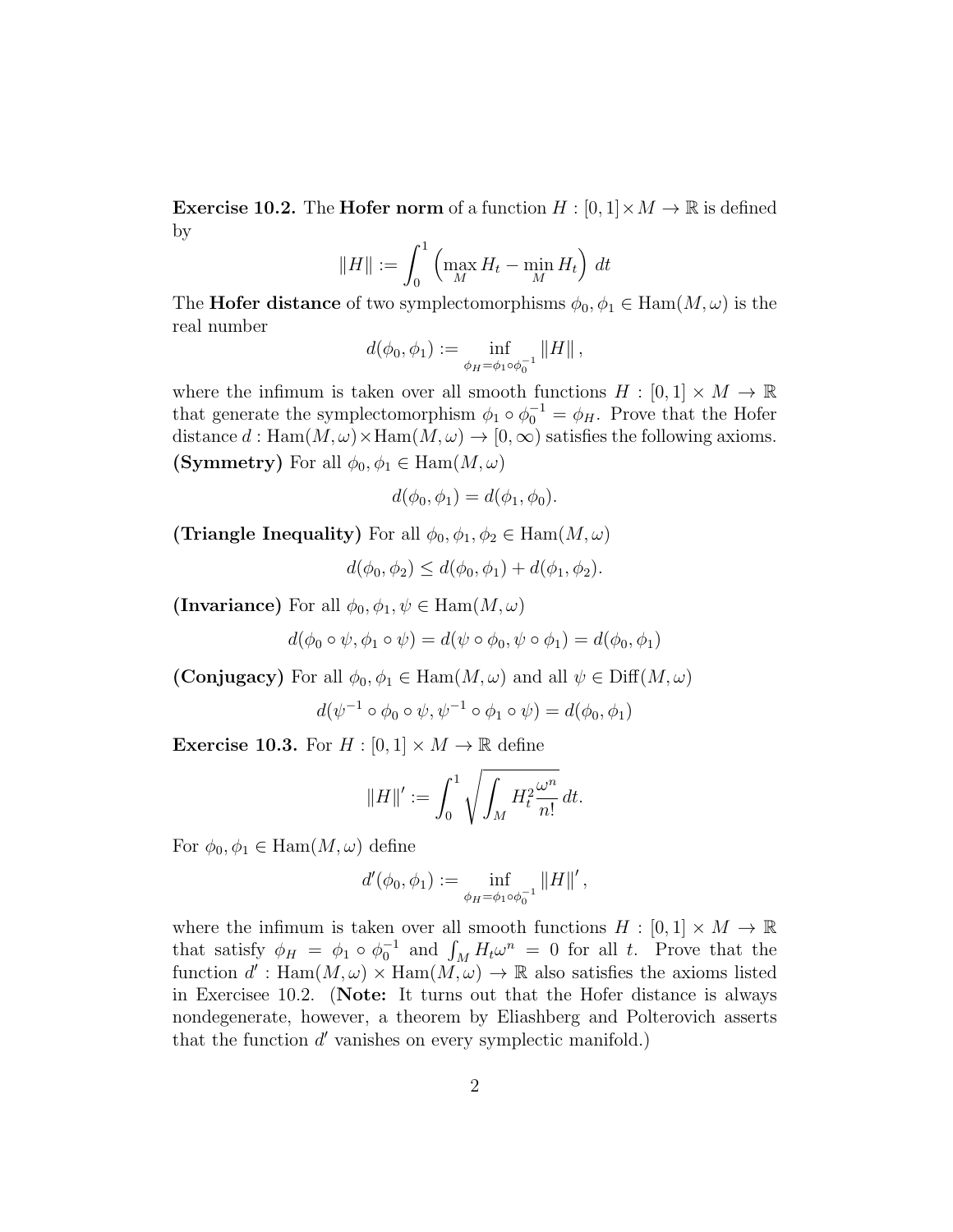**Exercise 10.2.** The **Hofer norm** of a function $H : [0,1] \times M \to \mathbb{R}$ is defined by

$$\|H\| := \int_0^1 \left( \max_M H_t - \min_M H_t \right) \, dt$$

The **Hofer distance** of two symplectomorphisms $\phi_0, \phi_1 \in \mathrm{Ham}(M, \omega)$ is the real number

$$d(\phi_0, \phi_1) := \inf_{\phi_H = \phi_1 \circ \phi_0^{-1}} \|H\|,$$

where the infimum is taken over all smooth functions $H : [0,1] \times M \to \mathbb{R}$ that generate the symplectomorphism $\phi_1 \circ \phi_0^{-1} = \phi_H$. Prove that the Hofer distance $d : \mathrm{Ham}(M, \omega) \times \mathrm{Ham}(M, \omega) \to [0, \infty)$ satisfies the following axioms.

**(Symmetry)** For all $\phi_0, \phi_1 \in \mathrm{Ham}(M, \omega)$

$$d(\phi_0, \phi_1) = d(\phi_1, \phi_0).$$

**(Triangle Inequality)** For all $\phi_0, \phi_1, \phi_2 \in \mathrm{Ham}(M, \omega)$

$$d(\phi_0, \phi_2) \leq d(\phi_0, \phi_1) + d(\phi_1, \phi_2).$$

**(Invariance)** For all $\phi_0, \phi_1, \psi \in \mathrm{Ham}(M, \omega)$

$$d(\phi_0 \circ \psi, \phi_1 \circ \psi) = d(\psi \circ \phi_0, \psi \circ \phi_1) = d(\phi_0, \phi_1)$$

**(Conjugacy)** For all $\phi_0, \phi_1 \in \mathrm{Ham}(M, \omega)$ and all $\psi \in \mathrm{Diff}(M, \omega)$

$$d(\psi^{-1} \circ \phi_0 \circ \psi, \psi^{-1} \circ \phi_1 \circ \psi) = d(\phi_0, \phi_1)$$

**Exercise 10.3.** For $H : [0,1] \times M \to \mathbb{R}$ define

$$\|H\|' := \int_0^1 \sqrt{\int_M H_t^2 \frac{\omega^n}{n!}} \, dt.$$

For $\phi_0, \phi_1 \in \mathrm{Ham}(M, \omega)$ define

$$d'(\phi_0, \phi_1) := \inf_{\phi_H = \phi_1 \circ \phi_0^{-1}} \|H\|',$$

where the infimum is taken over all smooth functions $H : [0,1] \times M \to \mathbb{R}$ that satisfy $\phi_H = \phi_1 \circ \phi_0^{-1}$ and $\int_M H_t \omega^n = 0$ for all $t$. Prove that the function $d' : \mathrm{Ham}(M, \omega) \times \mathrm{Ham}(M, \omega) \to \mathbb{R}$ also satisfies the axioms listed in Exercisee 10.2. (**Note:** It turns out that the Hofer distance is always nondegenerate, however, a theorem by Eliashberg and Polterovich asserts that the function $d'$ vanishes on every symplectic manifold.)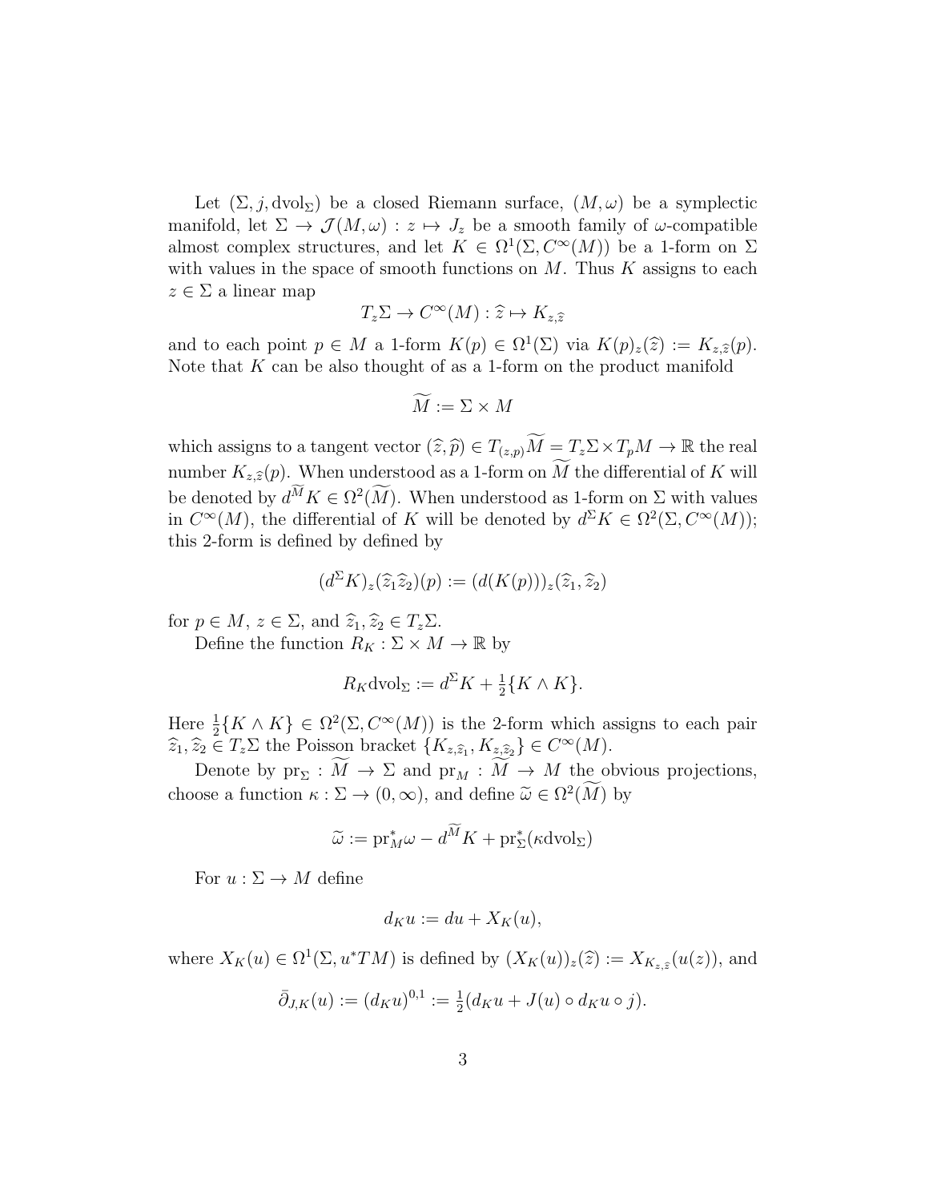Let $(\Sigma, j, \mathrm{dvol}_\Sigma)$ be a closed Riemann surface, $(M,\omega)$ be a symplectic manifold, let $\Sigma \to \mathcal{J}(M,\omega) : z \mapsto J_z$ be a smooth family of $\omega$-compatible almost complex structures, and let $K \in \Omega^1(\Sigma, C^\infty(M))$ be a 1-form on $\Sigma$ with values in the space of smooth functions on $M$. Thus $K$ assigns to each $z \in \Sigma$ a linear map

$$T_z\Sigma \to C^\infty(M) : \widehat{z} \mapsto K_{z,\widehat{z}}$$

and to each point $p \in M$ a 1-form $K(p) \in \Omega^1(\Sigma)$ via $K(p)_z(\widehat{z}) := K_{z,\widehat{z}}(p)$. Note that $K$ can be also thought of as a 1-form on the product manifold

$$\widetilde{M} := \Sigma \times M$$

which assigns to a tangent vector $(\widehat{z},\widehat{p}) \in T_{(z,p)}\widetilde{M} = T_z\Sigma \times T_pM \to \mathbb{R}$ the real number $K_{z,\widehat{z}}(p)$. When understood as a 1-form on $\widetilde{M}$ the differential of $K$ will be denoted by $d^{\widetilde{M}}K \in \Omega^2(\widetilde{M})$. When understood as 1-form on $\Sigma$ with values in $C^\infty(M)$, the differential of $K$ will be denoted by $d^\Sigma K \in \Omega^2(\Sigma, C^\infty(M))$; this 2-form is defined by defined by

$$(d^\Sigma K)_z(\widehat{z}_1\widehat{z}_2)(p) := (d(K(p)))_z(\widehat{z}_1,\widehat{z}_2)$$

for $p \in M$, $z \in \Sigma$, and $\widehat{z}_1, \widehat{z}_2 \in T_z\Sigma$.

Define the function $R_K : \Sigma \times M \to \mathbb{R}$ by

$$R_K \mathrm{dvol}_\Sigma := d^\Sigma K + \tfrac{1}{2}\{K \wedge K\}.$$

Here $\frac{1}{2}\{K \wedge K\} \in \Omega^2(\Sigma, C^\infty(M))$ is the 2-form which assigns to each pair $\widehat{z}_1, \widehat{z}_2 \in T_z\Sigma$ the Poisson bracket $\{K_{z,\widehat{z}_1}, K_{z,\widehat{z}_2}\} \in C^\infty(M)$.

Denote by $\mathrm{pr}_\Sigma : \widetilde{M} \to \Sigma$ and $\mathrm{pr}_M : \widetilde{M} \to M$ the obvious projections, choose a function $\kappa : \Sigma \to (0,\infty)$, and define $\widetilde{\omega} \in \Omega^2(\widetilde{M})$ by

$$\widetilde{\omega} := \mathrm{pr}_M^*\omega - d^{\widetilde{M}}K + \mathrm{pr}_\Sigma^*(\kappa \mathrm{dvol}_\Sigma)$$

For $u : \Sigma \to M$ define

$$d_K u := du + X_K(u),$$

where $X_K(u) \in \Omega^1(\Sigma, u^*TM)$ is defined by $(X_K(u))_z(\widehat{z}) := X_{K_{z,\widehat{z}}}(u(z))$, and

$$\bar{\partial}_{J,K}(u) := (d_K u)^{0,1} := \tfrac{1}{2}(d_K u + J(u) \circ d_K u \circ j).$$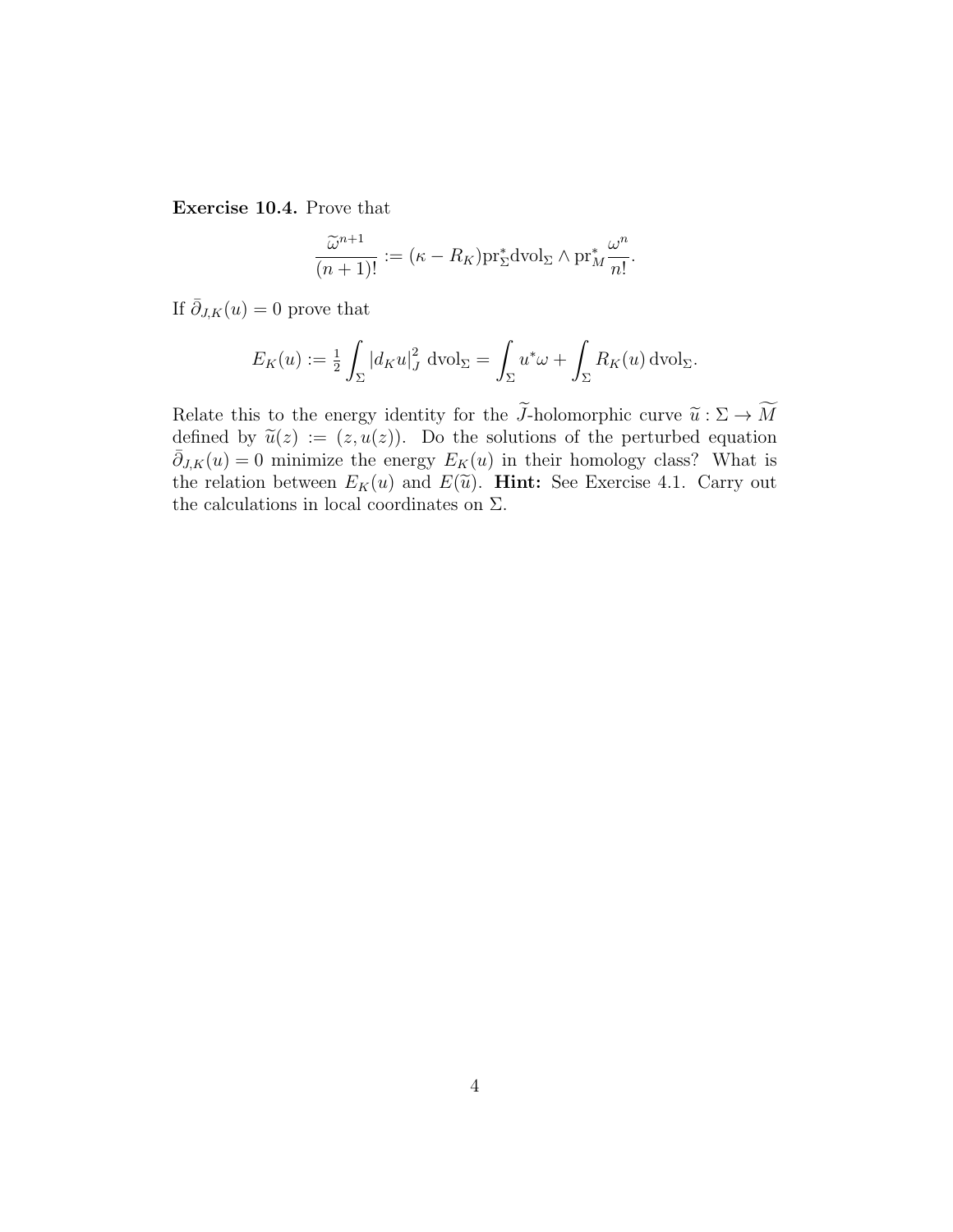**Exercise 10.4.** Prove that

$$\frac{\widetilde{\omega}^{n+1}}{(n+1)!} := (\kappa - R_K)\mathrm{pr}_\Sigma^* \mathrm{dvol}_\Sigma \wedge \mathrm{pr}_M^* \frac{\omega^n}{n!}.$$

If $\bar{\partial}_{J,K}(u) = 0$ prove that

$$E_K(u) := \tfrac{1}{2} \int_\Sigma |d_K u|_J^2 \, \mathrm{dvol}_\Sigma = \int_\Sigma u^*\omega + \int_\Sigma R_K(u) \, \mathrm{dvol}_\Sigma.$$

Relate this to the energy identity for the $\widetilde{J}$-holomorphic curve $\widetilde{u} : \Sigma \to \widetilde{M}$ defined by $\widetilde{u}(z) := (z, u(z))$. Do the solutions of the perturbed equation $\bar{\partial}_{J,K}(u) = 0$ minimize the energy $E_K(u)$ in their homology class? What is the relation between $E_K(u)$ and $E(\widetilde{u})$. **Hint:** See Exercise 4.1. Carry out the calculations in local coordinates on $\Sigma$.